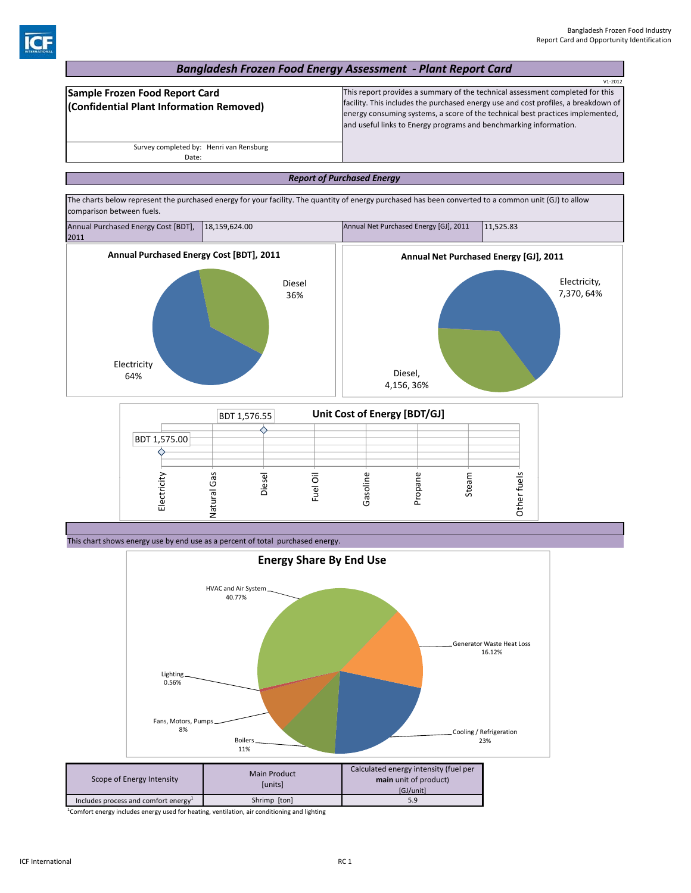# Bangladesh Frozen Food Energy Assessment - Plant Report Card

V1-2012

| **Sample Frozen Food Report Card (Confidential Plant Information Removed)** | This report provides a summary of the technical assessment completed for this facility. This includes the purchased energy use and cost profiles, a breakdown of energy consuming systems, a score of the technical best practices implemented, and useful links to Energy programs and benchmarking information. |
|---|---|
| Survey completed by: Henri van Rensburg<br>Date: | |

## Report of Purchased Energy

The charts below represent the purchased energy for your facility. The quantity of energy purchased has been converted to a common unit (GJ) to allow comparison between fuels.

| Annual Purchased Energy Cost [BDT], 2011 | 18,159,624.00 | Annual Net Purchased Energy [GJ], 2011 | 11,525.83 |
|---|---|---|---|

**Annual Purchased Energy Cost [BDT], 2011**

- Diesel 36%
- Electricity 64%

**Annual Net Purchased Energy [GJ], 2011**

- Electricity, 7,370, 64%
- Diesel, 4,156, 36%

**Unit Cost of Energy [BDT/GJ]**

| Electricity | Natural Gas | Diesel | Fuel Oil | Gasoline | Propane | Steam | Other fuels |
|---|---|---|---|---|---|---|---|
| BDT 1,575.00 | | BDT 1,576.55 | | | | | |

This chart shows energy use by end use as a percent of total purchased energy.

**Energy Share By End Use**

- HVAC and Air System 40.77%
- Generator Waste Heat Loss 16.12%
- Cooling / Refrigeration 23%
- Boilers 11%
- Fans, Motors, Pumps 8%
- Lighting 0.56%

| Scope of Energy Intensity | Main Product [units] | Calculated energy intensity (fuel per **main** unit of product) [GJ/unit] |
|---|---|---|
| Includes process and comfort energy[1] | Shrimp [ton] | 5.9 |

[1]Comfort energy includes energy used for heating, ventilation, air conditioning and lighting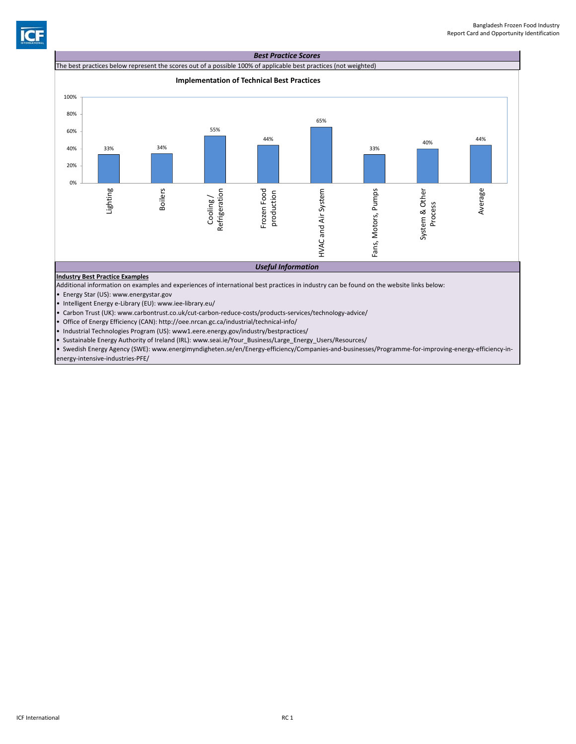## *Best Practice Scores*

The best practices below represent the scores out of a possible 100% of applicable best practices (not weighted)

**Implementation of Technical Best Practices**

| Category | Score |
|---|---|
| Lighting | 33% |
| Boilers | 34% |
| Cooling / Refrigeration | 55% |
| Frozen Food production | 44% |
| HVAC and Air System | 65% |
| Fans, Motors, Pumps | 33% |
| System & Other Process | 40% |
| Average | 44% |

## *Useful Information*

**Industry Best Practice Examples**

Additional information on examples and experiences of international best practices in industry can be found on the website links below:

- Energy Star (US): www.energystar.gov
- Intelligent Energy e-Library (EU): www.iee-library.eu/
- Carbon Trust (UK): www.carbontrust.co.uk/cut-carbon-reduce-costs/products-services/technology-advice/
- Office of Energy Efficiency (CAN): http://oee.nrcan.gc.ca/industrial/technical-info/
- Industrial Technologies Program (US): www1.eere.energy.gov/industry/bestpractices/
- Sustainable Energy Authority of Ireland (IRL): www.seai.ie/Your_Business/Large_Energy_Users/Resources/
- Swedish Energy Agency (SWE): www.energimyndigheten.se/en/Energy-efficiency/Companies-and-businesses/Programme-for-improving-energy-efficiency-in-energy-intensive-industries-PFE/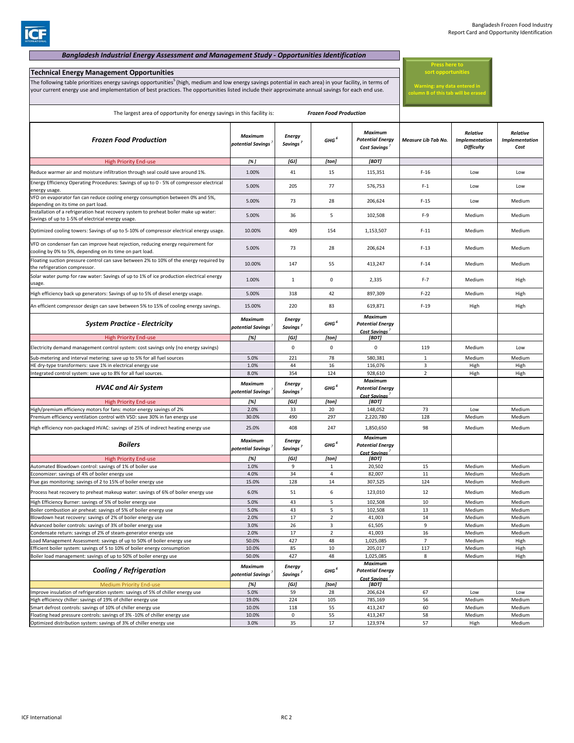## Bangladesh Industrial Energy Assessment and Management Study - Opportunities Identification

### Technical Energy Management Opportunities

The following table prioritizes energy savings opportunities[5] (high, medium and low energy savings potential in each area) in your facility, in terms of your current energy use and implementation of best practices. The opportunities listed include their approximate annual savings for each end use.

Press here to sort opportunities

Warning: any data entered in column B of this tab will be erased

The largest area of opportunity for energy savings in this facility is: ***Frozen Food Production***

| ***Frozen Food Production*** | ***Maximum potential Savings***[7] | ***Energy Savings***[7] | ***GHG***[6] | ***Maximum Potential Energy Cost Savings***[7] | ***Measure Lib Tab No.*** | ***Relative Implementation Difficulty*** | ***Relative Implementation Cost*** |
|---|---|---|---|---|---|---|---|
| High Priority End-use | [%] | [GJ] | [ton] | [BDT] | | | |
| Reduce warmer air and moisture infiltration through seal could save around 1%. | 1.00% | 41 | 15 | 115,351 | F-16 | Low | Low |
| Energy Efficiency Operating Procedures: Savings of up to 0 - 5% of compressor electrical energy usage. | 5.00% | 205 | 77 | 576,753 | F-1 | Low | Low |
| VFD on evaporator fan can reduce cooling energy consumption between 0% and 5%, depending on its time on part load. | 5.00% | 73 | 28 | 206,624 | F-15 | Low | Medium |
| Installation of a refrigeration heat recovery system to preheat boiler make up water: Savings of up to 1-5% of electrical energy usage. | 5.00% | 36 | 5 | 102,508 | F-9 | Medium | Medium |
| Optimized cooling towers: Savings of up to 5-10% of compressor electrical energy usage. | 10.00% | 409 | 154 | 1,153,507 | F-11 | Medium | Medium |
| VFD on condenser fan can improve heat rejection, reducing energy requirement for cooling by 0% to 5%, depending on its time on part load. | 5.00% | 73 | 28 | 206,624 | F-13 | Medium | Medium |
| Floating suction pressure control can save between 2% to 10% of the energy required by the refrigeration compressor. | 10.00% | 147 | 55 | 413,247 | F-14 | Medium | Medium |
| Solar water pump for raw water: Savings of up to 1% of ice production electrical energy usage. | 1.00% | 1 | 0 | 2,335 | F-7 | Medium | High |
| High efficiency back up generators: Savings of up to 5% of diesel energy usage. | 5.00% | 318 | 42 | 897,309 | F-22 | Medium | High |
| An efficient compressor design can save between 5% to 15% of cooling energy savings. | 15.00% | 220 | 83 | 619,871 | F-19 | High | High |
| ***System Practice - Electricity*** | ***Maximum potential Savings***[7] | ***Energy Savings***[7] | ***GHG***[6] | ***Maximum Potential Energy Cost Savings***[7] | | | |
| High Priority End-use | [%] | [GJ] | [ton] | [BDT] | | | |
| Electricity demand management control system: cost savings only (no energy savings) | | 0 | 0 | 0 | 119 | Medium | Low |
| Sub-metering and interval metering: save up to 5% for all fuel sources | 5.0% | 221 | 78 | 580,381 | 1 | Medium | Medium |
| HE dry-type transformers: save 1% in electrical energy use | 1.0% | 44 | 16 | 116,076 | 3 | High | High |
| Integrated control system: save up to 8% for all fuel sources. | 8.0% | 354 | 124 | 928,610 | 2 | High | High |
| ***HVAC and Air System*** | ***Maximum potential Savings***[7] | ***Energy Savings***[7] | ***GHG***[6] | ***Maximum Potential Energy Cost Savings***[7] | | | |
| High Priority End-use | [%] | [GJ] | [ton] | [BDT] | | | |
| High/premium efficiency motors for fans: motor energy savings of 2% | 2.0% | 33 | 20 | 148,052 | 73 | Low | Medium |
| Premium efficiency ventilation control with VSD: save 30% in fan energy use | 30.0% | 490 | 297 | 2,220,780 | 128 | Medium | Medium |
| High efficiency non-packaged HVAC: savings of 25% of indirect heating energy use | 25.0% | 408 | 247 | 1,850,650 | 98 | Medium | Medium |
| ***Boilers*** | ***Maximum potential Savings***[7] | ***Energy Savings***[7] | ***GHG***[6] | ***Maximum Potential Energy Cost Savings***[7] | | | |
| High Priority End-use | [%] | [GJ] | [ton] | [BDT] | | | |
| Automated Blowdown control: savings of 1% of boiler use | 1.0% | 9 | 1 | 20,502 | 15 | Medium | Medium |
| Economizer: savings of 4% of boiler energy use | 4.0% | 34 | 4 | 82,007 | 11 | Medium | Medium |
| Flue gas monitoring: savings of 2 to 15% of boiler energy use | 15.0% | 128 | 14 | 307,525 | 124 | Medium | Medium |
| Process heat recovery to preheat makeup water: savings of 6% of boiler energy use | 6.0% | 51 | 6 | 123,010 | 12 | Medium | Medium |
| High Efficiency Burner: savings of 5% of boiler energy use | 5.0% | 43 | 5 | 102,508 | 10 | Medium | Medium |
| Boiler combustion air preheat: savings of 5% of boiler energy use | 5.0% | 43 | 5 | 102,508 | 13 | Medium | Medium |
| Blowdown heat recovery: savings of 2% of boiler energy use | 2.0% | 17 | 2 | 41,003 | 14 | Medium | Medium |
| Advanced boiler controls: savings of 3% of boiler energy use | 3.0% | 26 | 3 | 61,505 | 9 | Medium | Medium |
| Condensate return: savings of 2% of steam-generator energy use | 2.0% | 17 | 2 | 41,003 | 16 | Medium | Medium |
| Load Management Assessment: savings of up to 50% of boiler energy use | 50.0% | 427 | 48 | 1,025,085 | 7 | Medium | High |
| Efficient boiler system: savings of 5 to 10% of boiler energy consumption | 10.0% | 85 | 10 | 205,017 | 117 | Medium | High |
| Boiler load management: savings of up to 50% of boiler energy use | 50.0% | 427 | 48 | 1,025,085 | 8 | Medium | High |
| ***Cooling / Refrigeration*** | ***Maximum potential Savings***[7] | ***Energy Savings***[7] | ***GHG***[6] | ***Maximum Potential Energy Cost Savings***[7] | | | |
| Medium Priority End-use | [%] | [GJ] | [ton] | [BDT] | | | |
| Improve insulation of refrigeration system: savings of 5% of chiller energy use | 5.0% | 59 | 28 | 206,624 | 67 | Low | Low |
| High efficiency chiller: savings of 19% of chiller energy use | 19.0% | 224 | 105 | 785,169 | 56 | Medium | Medium |
| Smart defrost controls: savings of 10% of chiller energy use | 10.0% | 118 | 55 | 413,247 | 60 | Medium | Medium |
| Floating head pressure controls: savings of 3% -10% of chiller energy use | 10.0% | 0 | 55 | 413,247 | 58 | Medium | Medium |
| Optimized distribution system: savings of 3% of chiller energy use | 3.0% | 35 | 17 | 123,974 | 57 | High | Medium |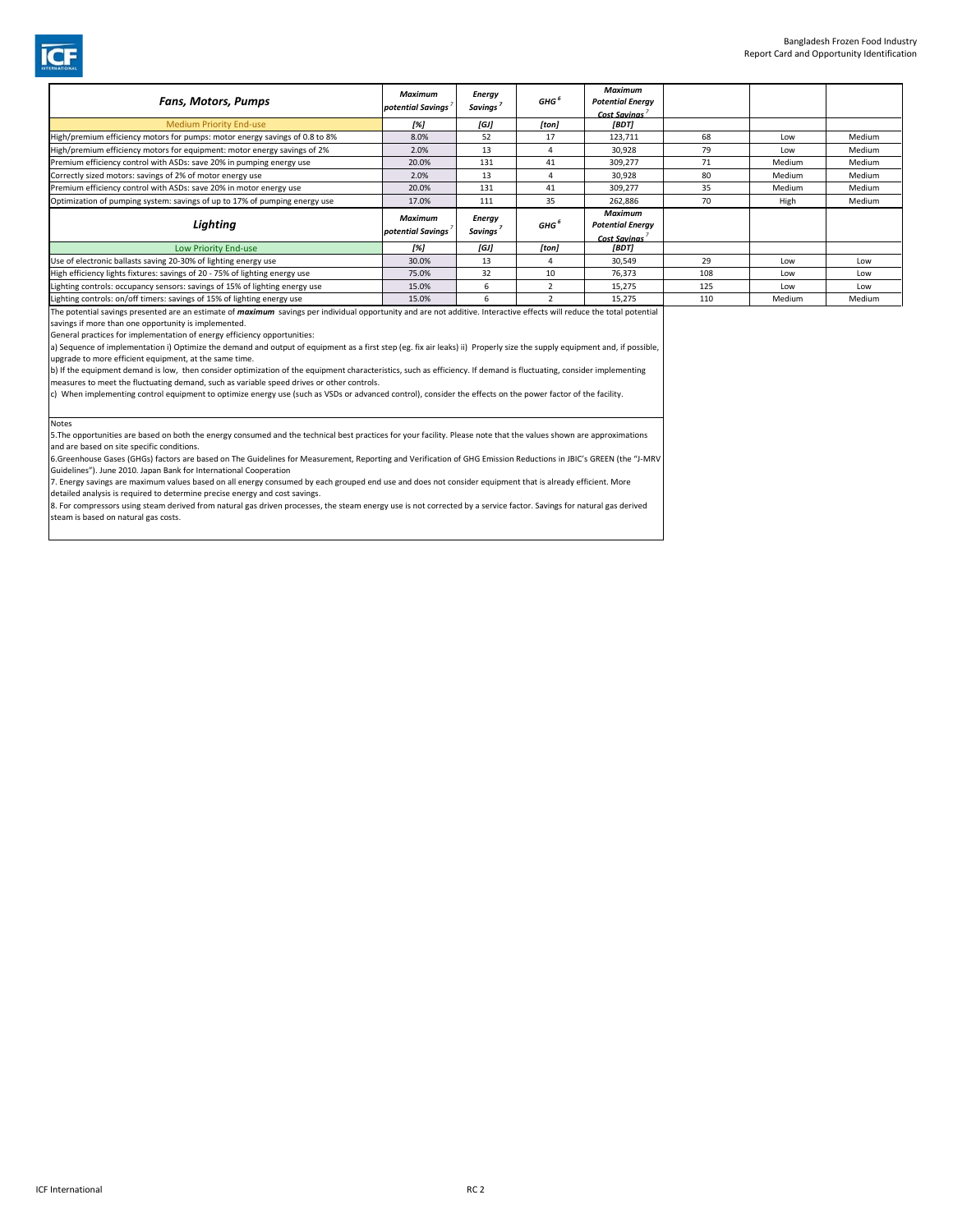| Fans, Motors, Pumps | Maximum potential Savings [7] | Energy Savings [7] | GHG [6] | Maximum Potential Energy Cost Savings [7] | | | |
|---|---|---|---|---|---|---|---|
| Medium Priority End-use | [%] | [GJ] | [ton] | [BDT] | | | |
| High/premium efficiency motors for pumps: motor energy savings of 0.8 to 8% | 8.0% | 52 | 17 | 123,711 | 68 | Low | Medium |
| High/premium efficiency motors for equipment: motor energy savings of 2% | 2.0% | 13 | 4 | 30,928 | 79 | Low | Medium |
| Premium efficiency control with ASDs: save 20% in pumping energy use | 20.0% | 131 | 41 | 309,277 | 71 | Medium | Medium |
| Correctly sized motors: savings of 2% of motor energy use | 2.0% | 13 | 4 | 30,928 | 80 | Medium | Medium |
| Premium efficiency control with ASDs: save 20% in motor energy use | 20.0% | 131 | 41 | 309,277 | 35 | Medium | Medium |
| Optimization of pumping system: savings of up to 17% of pumping energy use | 17.0% | 111 | 35 | 262,886 | 70 | High | Medium |
| **Lighting** | **Maximum potential Savings [7]** | **Energy Savings [7]** | **GHG [6]** | **Maximum Potential Energy Cost Savings [7]** | | | |
| Low Priority End-use | [%] | [GJ] | [ton] | [BDT] | | | |
| Use of electronic ballasts saving 20-30% of lighting energy use | 30.0% | 13 | 4 | 30,549 | 29 | Low | Low |
| High efficiency lights fixtures: savings of 20 - 75% of lighting energy use | 75.0% | 32 | 10 | 76,373 | 108 | Low | Low |
| Lighting controls: occupancy sensors: savings of 15% of lighting energy use | 15.0% | 6 | 2 | 15,275 | 125 | Low | Low |
| Lighting controls: on/off timers: savings of 15% of lighting energy use | 15.0% | 6 | 2 | 15,275 | 110 | Medium | Medium |

The potential savings presented are an estimate of ***maximum*** savings per individual opportunity and are not additive. Interactive effects will reduce the total potential savings if more than one opportunity is implemented.

General practices for implementation of energy efficiency opportunities:

a) Sequence of implementation i) Optimize the demand and output of equipment as a first step (eg. fix air leaks) ii) Properly size the supply equipment and, if possible, upgrade to more efficient equipment, at the same time.

b) If the equipment demand is low, then consider optimization of the equipment characteristics, such as efficiency. If demand is fluctuating, consider implementing measures to meet the fluctuating demand, such as variable speed drives or other controls.

c) When implementing control equipment to optimize energy use (such as VSDs or advanced control), consider the effects on the power factor of the facility.

Notes

5.The opportunities are based on both the energy consumed and the technical best practices for your facility. Please note that the values shown are approximations and are based on site specific conditions.

6.Greenhouse Gases (GHGs) factors are based on The Guidelines for Measurement, Reporting and Verification of GHG Emission Reductions in JBIC's GREEN (the "J-MRV Guidelines"). June 2010. Japan Bank for International Cooperation

7. Energy savings are maximum values based on all energy consumed by each grouped end use and does not consider equipment that is already efficient. More detailed analysis is required to determine precise energy and cost savings.

8. For compressors using steam derived from natural gas driven processes, the steam energy use is not corrected by a service factor. Savings for natural gas derived steam is based on natural gas costs.